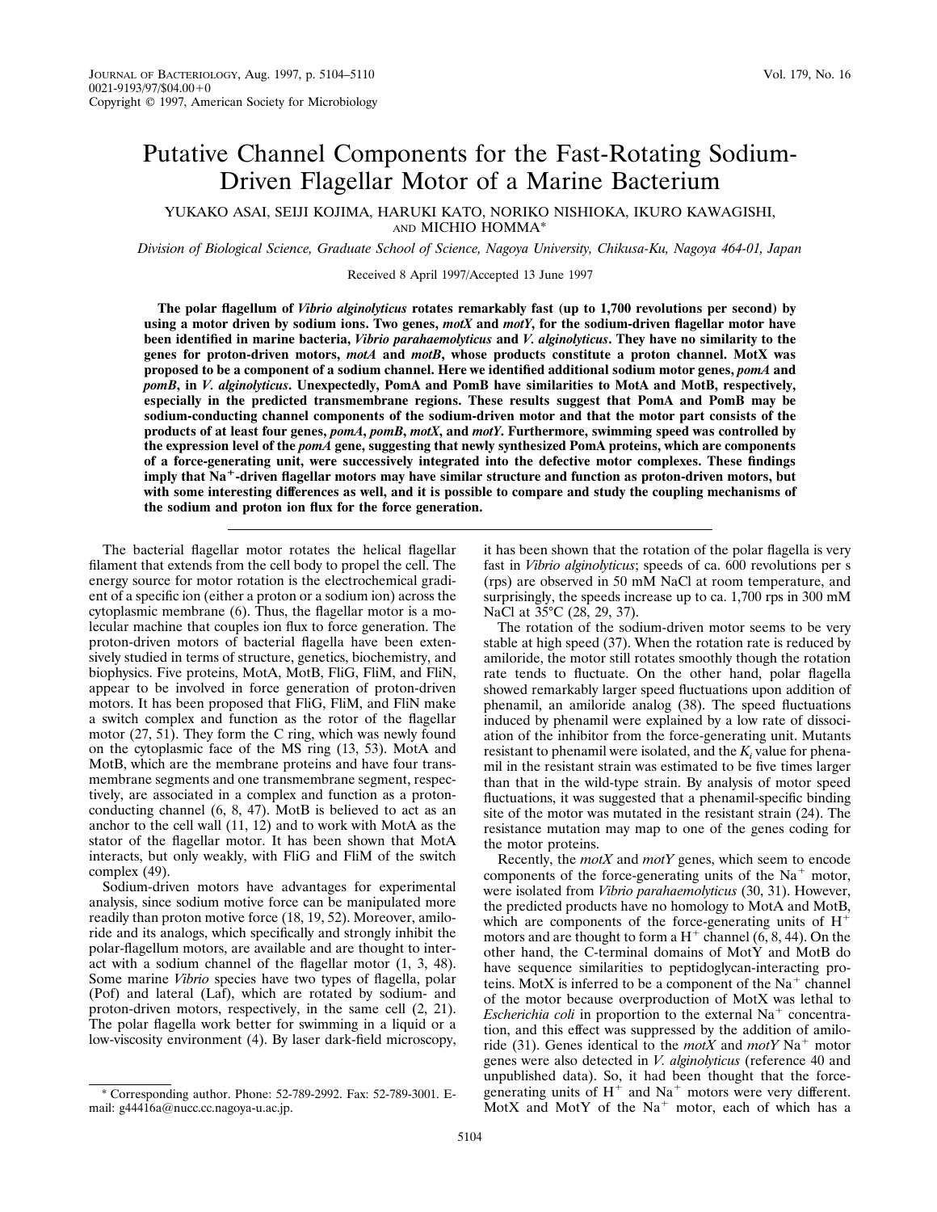# Putative Channel Components for the Fast-Rotating Sodium-Driven Flagellar Motor of a Marine Bacterium

YUKAKO ASAI, SEIJI KOJIMA, HARUKI KATO, NORIKO NISHIOKA, IKURO KAWAGISHI, AND MICHIO HOMMA*

*Division of Biological Science, Graduate School of Science, Nagoya University, Chikusa-Ku, Nagoya 464-01, Japan*

Received 8 April 1997/Accepted 13 June 1997

**The polar flagellum of *Vibrio alginolyticus* rotates remarkably fast (up to 1,700 revolutions per second) by using a motor driven by sodium ions. Two genes, *motX* and *motY*, for the sodium-driven flagellar motor have been identified in marine bacteria, *Vibrio parahaemolyticus* and *V. alginolyticus*. They have no similarity to the genes for proton-driven motors, *motA* and *motB*, whose products constitute a proton channel. MotX was proposed to be a component of a sodium channel. Here we identified additional sodium motor genes, *pomA* and *pomB*, in *V. alginolyticus*. Unexpectedly, PomA and PomB have similarities to MotA and MotB, respectively, especially in the predicted transmembrane regions. These results suggest that PomA and PomB may be sodium-conducting channel components of the sodium-driven motor and that the motor part consists of the products of at least four genes, *pomA*, *pomB*, *motX*, and *motY*. Furthermore, swimming speed was controlled by the expression level of the *pomA* gene, suggesting that newly synthesized PomA proteins, which are components of a force-generating unit, were successively integrated into the defective motor complexes. These findings imply that $Na^+$-driven flagellar motors may have similar structure and function as proton-driven motors, but with some interesting differences as well, and it is possible to compare and study the coupling mechanisms of the sodium and proton ion flux for the force generation.**

The bacterial flagellar motor rotates the helical flagellar filament that extends from the cell body to propel the cell. The energy source for motor rotation is the electrochemical gradient of a specific ion (either a proton or a sodium ion) across the cytoplasmic membrane (6). Thus, the flagellar motor is a molecular machine that couples ion flux to force generation. The proton-driven motors of bacterial flagella have been extensively studied in terms of structure, genetics, biochemistry, and biophysics. Five proteins, MotA, MotB, FliG, FliM, and FliN, appear to be involved in force generation of proton-driven motors. It has been proposed that FliG, FliM, and FliN make a switch complex and function as the rotor of the flagellar motor (27, 51). They form the C ring, which was newly found on the cytoplasmic face of the MS ring (13, 53). MotA and MotB, which are the membrane proteins and have four transmembrane segments and one transmembrane segment, respectively, are associated in a complex and function as a proton-conducting channel (6, 8, 47). MotB is believed to act as an anchor to the cell wall (11, 12) and to work with MotA as the stator of the flagellar motor. It has been shown that MotA interacts, but only weakly, with FliG and FliM of the switch complex (49).

Sodium-driven motors have advantages for experimental analysis, since sodium motive force can be manipulated more readily than proton motive force (18, 19, 52). Moreover, amiloride and its analogs, which specifically and strongly inhibit the polar-flagellum motors, are available and are thought to interact with a sodium channel of the flagellar motor (1, 3, 48). Some marine *Vibrio* species have two types of flagella, polar (Pof) and lateral (Laf), which are rotated by sodium- and proton-driven motors, respectively, in the same cell (2, 21). The polar flagella work better for swimming in a liquid or a low-viscosity environment (4). By laser dark-field microscopy, it has been shown that the rotation of the polar flagella is very fast in *Vibrio alginolyticus*; speeds of ca. 600 revolutions per s (rps) are observed in 50 mM NaCl at room temperature, and surprisingly, the speeds increase up to ca. 1,700 rps in 300 mM NaCl at 35°C (28, 29, 37).

The rotation of the sodium-driven motor seems to be very stable at high speed (37). When the rotation rate is reduced by amiloride, the motor still rotates smoothly though the rotation rate tends to fluctuate. On the other hand, polar flagella showed remarkably larger speed fluctuations upon addition of phenamil, an amiloride analog (38). The speed fluctuations induced by phenamil were explained by a low rate of dissociation of the inhibitor from the force-generating unit. Mutants resistant to phenamil were isolated, and the $K_i$ value for phenamil in the resistant strain was estimated to be five times larger than that in the wild-type strain. By analysis of motor speed fluctuations, it was suggested that a phenamil-specific binding site of the motor was mutated in the resistant strain (24). The resistance mutation may map to one of the genes coding for the motor proteins.

Recently, the *motX* and *motY* genes, which seem to encode components of the force-generating units of the $Na^+$ motor, were isolated from *Vibrio parahaemolyticus* (30, 31). However, the predicted products have no homology to MotA and MotB, which are components of the force-generating units of $H^+$ motors and are thought to form a $H^+$ channel (6, 8, 44). On the other hand, the C-terminal domains of MotY and MotB do have sequence similarities to peptidoglycan-interacting proteins. MotX is inferred to be a component of the $Na^+$ channel of the motor because overproduction of MotX was lethal to *Escherichia coli* in proportion to the external $Na^+$ concentration, and this effect was suppressed by the addition of amiloride (31). Genes identical to the *motX* and *motY* $Na^+$ motor genes were also detected in *V. alginolyticus* (reference 40 and unpublished data). So, it had been thought that the force-generating units of $H^+$ and $Na^+$ motors were very different. MotX and MotY of the $Na^+$ motor, each of which has a

* Corresponding author. Phone: 52-789-2992. Fax: 52-789-3001. E-mail: g44416a@nucc.cc.nagoya-u.ac.jp.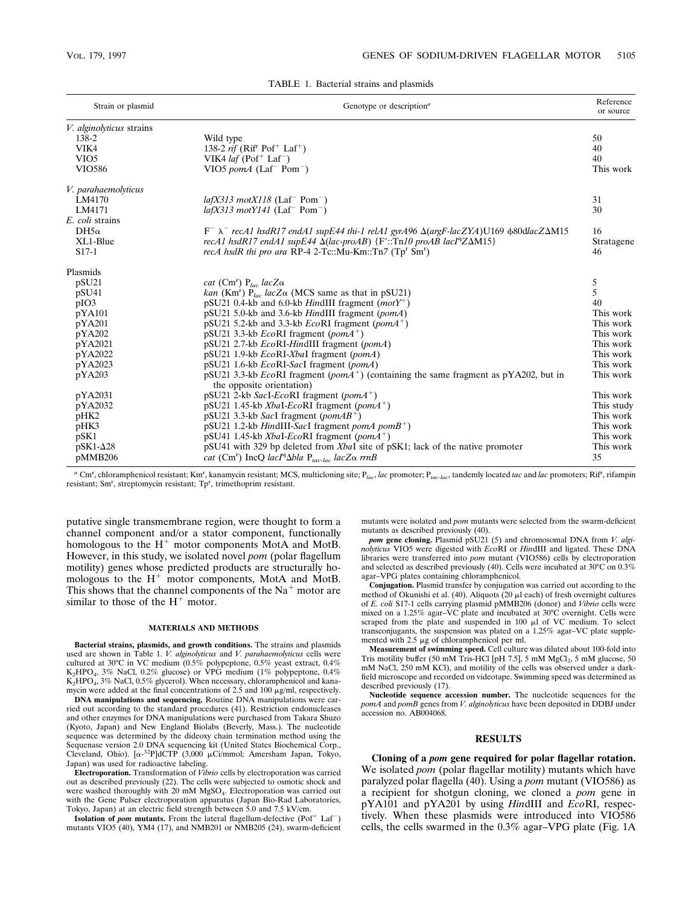TABLE 1. Bacterial strains and plasmids

| Strain or plasmid | Genotype or description[a] | Reference or source |
|---|---|---|
| *V. alginolyticus* strains | | |
| 138-2 | Wild type | 50 |
| VIK4 | 138-2 *rif* (Rif$^r$ Pof$^+$ Laf$^+$) | 40 |
| VIO5 | VIK4 *laf* (Pof$^+$ Laf$^-$) | 40 |
| VIO586 | VIO5 *pomA* (Laf$^-$ Pom$^-$) | This work |
| *V. parahaemolyticus* | | |
| LM4170 | *lafX313 motX118* (Laf$^-$ Pom$^-$) | 31 |
| LM4171 | *lafX313 motY141* (Laf$^-$ Pom$^-$) | 30 |
| *E. coli* strains | | |
| DH5α | F$^-$ λ$^-$ *recA1 hsdR17 endA1 supE44 thi-1 relA1 gyrA96* Δ(*argF-lacZYA*)U169 φ80d*lacZ*ΔM15 | 16 |
| XL1-Blue | *recA1 hsdR17 endA1 supE44* Δ(*lac-proAB*) {F′::Tn*10 proAB lacI*$^q$ZΔM15} | Stratagene |
| S17-1 | *recA hsdR thi pro ara* RP-4 2-Tc::Mu-Km::Tn*7* (Tp$^r$ Sm$^r$) | 46 |
| Plasmids | | |
| pSU21 | *cat* (Cm$^r$) P$_{lac}$ *lacZ*α | 5 |
| pSU41 | *kan* (Km$^r$) P$_{lac}$ *lacZ*α (MCS same as that in pSU21) | 5 |
| pIO3 | pSU21 0.4-kb and 6.0-kb *Hin*dIII fragment (*motY*$^+$) | 40 |
| pYA101 | pSU21 5.0-kb and 3.6-kb *Hin*dIII fragment (*pomA*) | This work |
| pYA201 | pSU21 5.2-kb and 3.3-kb *Eco*RI fragment (*pomA*$^+$) | This work |
| pYA202 | pSU21 3.3-kb *Eco*RI fragment (*pomA*$^+$) | This work |
| pYA2021 | pSU21 2.7-kb *Eco*RI-*Hin*dIII fragment (*pomA*) | This work |
| pYA2022 | pSU21 1.9-kb *Eco*RI-*Xba*I fragment (*pomA*) | This work |
| pYA2023 | pSU21 1.6-kb *Eco*RI-*Sac*I fragment (*pomA*) | This work |
| pYA203 | pSU21 3.3-kb *Eco*RI fragment (*pomA*$^+$) (containing the same fragment as pYA202, but in the opposite orientation) | This work |
| pYA2031 | pSU21 2-kb *Sac*I-*Eco*RI fragment (*pomA*$^+$) | This work |
| pYA2032 | pSU21 1.45-kb *Xba*I-*Eco*RI fragment (*pomA*$^+$) | This study |
| pHK2 | pSU21 3.3-kb *Sac*I fragment (*pomAB*$^+$) | This work |
| pHK3 | pSU21 1.2-kb *Hin*dIII-*Sac*I fragment *pomA pomB*$^+$) | This work |
| pSK1 | pSU41 1.45-kb *Xba*I-*Eco*RI fragment (*pomA*$^+$) | This work |
| pSK1-Δ28 | pSU41 with 329 bp deleted from *Xba*I site of pSK1; lack of the native promoter | This work |
| pMMB206 | *cat* (Cm$^r$) IncQ *lacI*$^q$Δ*bla* P$_{tac-lac}$ *lacZ*α *rrnB* | 35 |

[a] Cm$^r$, chloramphenicol resistant; Km$^r$, kanamycin resistant; MCS, multicloning site; P$_{lac}$, *lac* promoter; P$_{tac-lac}$, tandemly located *tac* and *lac* promoters; Rif$^r$, rifampin resistant; Sm$^r$, streptomycin resistant; Tp$^r$, trimethoprim resistant.

putative single transmembrane region, were thought to form a channel component and/or a stator component, functionally homologous to the H$^+$ motor components MotA and MotB. However, in this study, we isolated novel *pom* (polar flagellum motility) genes whose predicted products are structurally homologous to the H$^+$ motor components, MotA and MotB. This shows that the channel components of the Na$^+$ motor are similar to those of the H$^+$ motor.

## MATERIALS AND METHODS

**Bacterial strains, plasmids, and growth conditions.** The strains and plasmids used are shown in Table 1. *V. alginolyticus* and *V. parahaemolyticus* cells were cultured at 30°C in VC medium (0.5% polypeptone, 0.5% yeast extract, 0.4% $K_2HPO_4$, 3% NaCl, 0.2% glucose) or VPG medium (1% polypeptone, 0.4% $K_2HPO_4$, 3% NaCl, 0.5% glycerol). When necessary, chloramphenicol and kanamycin were added at the final concentrations of 2.5 and 100 μg/ml, respectively.

**DNA manipulations and sequencing.** Routine DNA manipulations were carried out according to the standard procedures (41). Restriction endonucleases and other enzymes for DNA manipulations were purchased from Takara Shuzo (Kyoto, Japan) and New England Biolabs (Beverly, Mass.). The nucleotide sequence was determined by the dideoxy chain termination method using the Sequenase version 2.0 DNA sequencing kit (United States Biochemical Corp., Cleveland, Ohio). [α-$^{32}$P]dCTP (3,000 μCi/mmol; Amersham Japan, Tokyo, Japan) was used for radioactive labeling.

**Electroporation.** Transformation of *Vibrio* cells by electroporation was carried out as described previously (22). The cells were subjected to osmotic shock and were washed thoroughly with 20 mM $MgSO_4$. Electroporation was carried out with the Gene Pulser electroporation apparatus (Japan Bio-Rad Laboratories, Tokyo, Japan) at an electric field strength between 5.0 and 7.5 kV/cm.

**Isolation of *pom* mutants.** From the lateral flagellum-defective (Pof$^+$ Laf$^-$) mutants VIO5 (40), YM4 (17), and NMB201 or NMB205 (24), swarm-deficient mutants were isolated and *pom* mutants were selected from the swarm-deficient mutants as described previously (40).

***pom* gene cloning.** Plasmid pSU21 (5) and chromosomal DNA from *V. alginolyticus* VIO5 were digested with *Eco*RI or *Hin*dIII and ligated. These DNA libraries were transferred into *pom* mutant (VIO586) cells by electroporation and selected as described previously (40). Cells were incubated at 30°C on 0.3% agar–VPG plates containing chloramphenicol.

**Conjugation.** Plasmid transfer by conjugation was carried out according to the method of Okunishi et al. (40). Aliquots (20 μl each) of fresh overnight cultures of *E. coli* S17-1 cells carrying plasmid pMMB206 (donor) and *Vibrio* cells were mixed on a 1.25% agar–VC plate and incubated at 30°C overnight. Cells were scraped from the plate and suspended in 100 μl of VC medium. To select transconjugants, the suspension was plated on a 1.25% agar–VC plate supplemented with 2.5 μg of chloramphenicol per ml.

**Measurement of swimming speed.** Cell culture was diluted about 100-fold into Tris motility buffer (50 mM Tris-HCl [pH 7.5], 5 mM $MgCl_2$, 5 mM glucose, 50 mM NaCl, 250 mM KCl), and motility of the cells was observed under a dark-field microscope and recorded on videotape. Swimming speed was determined as described previously (17).

**Nucleotide sequence accession number.** The nucleotide sequences for the *pomA* and *pomB* genes from *V. alginolyticus* have been deposited in DDBJ under accession no. AB004068.

## RESULTS

**Cloning of a *pom* gene required for polar flagellar rotation.** We isolated *pom* (polar flagellar motility) mutants which have paralyzed polar flagella (40). Using a *pom* mutant (VIO586) as a recipient for shotgun cloning, we cloned a *pom* gene in pYA101 and pYA201 by using *Hin*dIII and *Eco*RI, respectively. When these plasmids were introduced into VIO586 cells, the cells swarmed in the 0.3% agar–VPG plate (Fig. 1A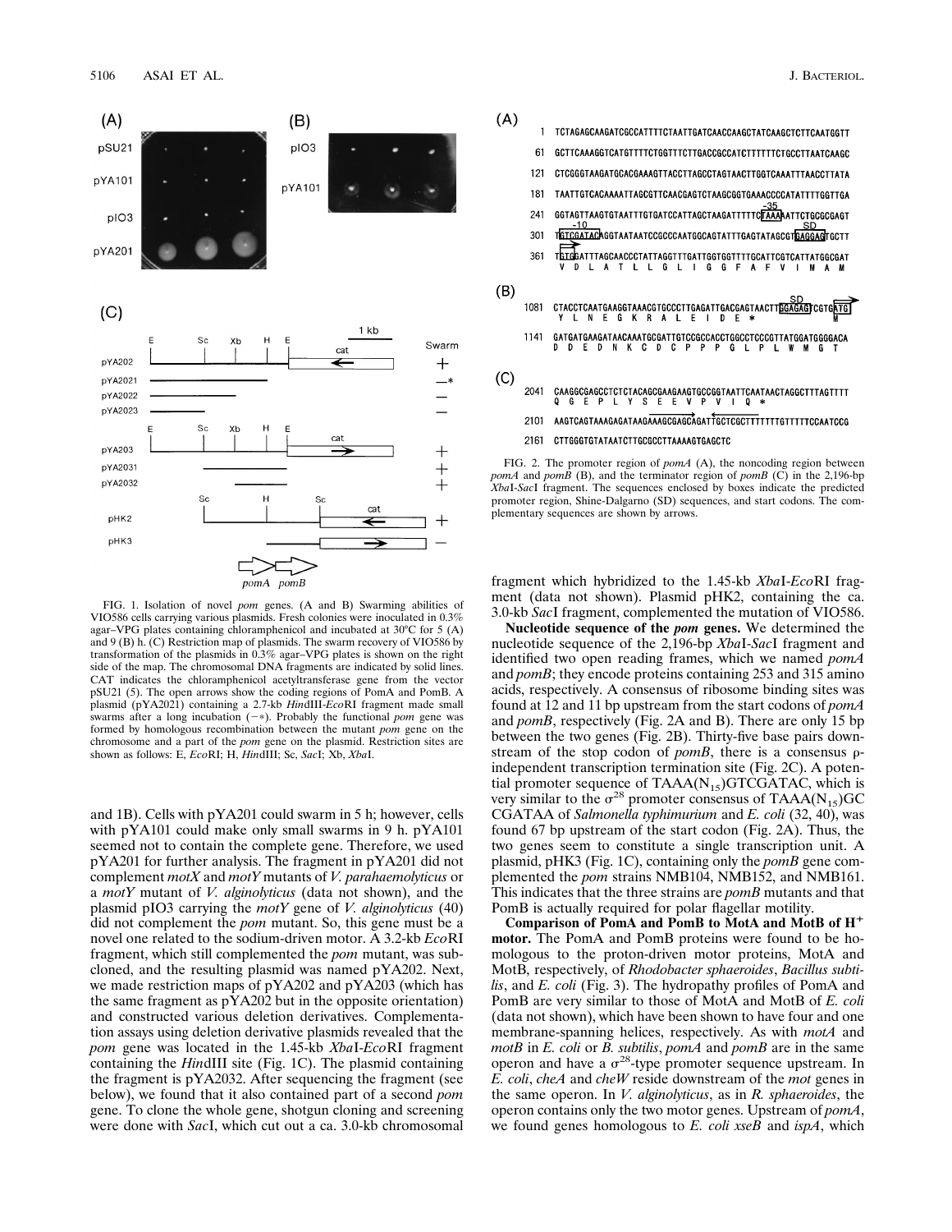FIG. 1. Isolation of novel *pom* genes. (A and B) Swarming abilities of VIO586 cells carrying various plasmids. Fresh colonies were inoculated in 0.3% agar–VPG plates containing chloramphenicol and incubated at 30°C for 5 (A) and 9 (B) h. (C) Restriction map of plasmids. The swarm recovery of VIO586 by transformation of the plasmids in 0.3% agar–VPG plates is shown on the right side of the map. The chromosomal DNA fragments are indicated by solid lines. CAT indicates the chloramphenicol acetyltransferase gene from the vector pSU21 (5). The open arrows show the coding regions of PomA and PomB. A plasmid (pYA2021) containing a 2.7-kb *Hin*dIII-*Eco*RI fragment made small swarms after a long incubation (−*). Probably the functional *pom* gene was formed by homologous recombination between the mutant *pom* gene on the chromosome and a part of the *pom* gene on the plasmid. Restriction sites are shown as follows: E, *Eco*RI; H, *Hin*dIII; Sc, *Sac*I; Xb, *Xba*I.

FIG. 2. The promoter region of *pomA* (A), the noncoding region between *pomA* and *pomB* (B), and the terminator region of *pomB* (C) in the 2,196-bp *Xba*I-*Sac*I fragment. The sequences enclosed by boxes indicate the predicted promoter region, Shine-Dalgarno (SD) sequences, and start codons. The complementary sequences are shown by arrows.

and 1B). Cells with pYA201 could swarm in 5 h; however, cells with pYA101 could make only small swarms in 9 h. pYA101 seemed not to contain the complete gene. Therefore, we used pYA201 for further analysis. The fragment in pYA201 did not complement *motX* and *motY* mutants of *V. parahaemolyticus* or a *motY* mutant of *V. alginolyticus* (data not shown), and the plasmid pIO3 carrying the *motY* gene of *V. alginolyticus* (40) did not complement the *pom* mutant. So, this gene must be a novel one related to the sodium-driven motor. A 3.2-kb *Eco*RI fragment, which still complemented the *pom* mutant, was subcloned, and the resulting plasmid was named pYA202. Next, we made restriction maps of pYA202 and pYA203 (which has the same fragment as pYA202 but in the opposite orientation) and constructed various deletion derivatives. Complementation assays using deletion derivative plasmids revealed that the *pom* gene was located in the 1.45-kb *Xba*I-*Eco*RI fragment containing the *Hin*dIII site (Fig. 1C). The plasmid containing the fragment is pYA2032. After sequencing the fragment (see below), we found that it also contained part of a second *pom* gene. To clone the whole gene, shotgun cloning and screening were done with *Sac*I, which cut out a ca. 3.0-kb chromosomal fragment which hybridized to the 1.45-kb *Xba*I-*Eco*RI fragment (data not shown). Plasmid pHK2, containing the ca. 3.0-kb *Sac*I fragment, complemented the mutation of VIO586.

**Nucleotide sequence of the *pom* genes.** We determined the nucleotide sequence of the 2,196-bp *Xba*I-*Sac*I fragment and identified two open reading frames, which we named *pomA* and *pomB*; they encode proteins containing 253 and 315 amino acids, respectively. A consensus of ribosome binding sites was found at 12 and 11 bp upstream from the start codons of *pomA* and *pomB*, respectively (Fig. 2A and B). There are only 15 bp between the two genes (Fig. 2B). Thirty-five base pairs downstream of the stop codon of *pomB*, there is a consensus ρ-independent transcription termination site (Fig. 2C). A potential promoter sequence of TAAA($N_{15}$)GTCGATAC, which is very similar to the $\sigma^{28}$ promoter consensus of TAAA($N_{15}$)GCCGATAA of *Salmonella typhimurium* and *E. coli* (32, 40), was found 67 bp upstream of the start codon (Fig. 2A). Thus, the two genes seem to constitute a single transcription unit. A plasmid, pHK3 (Fig. 1C), containing only the *pomB* gene complemented the *pom* strains NMB104, NMB152, and NMB161. This indicates that the three strains are *pomB* mutants and that PomB is actually required for polar flagellar motility.

**Comparison of PomA and PomB to MotA and MotB of H$^+$ motor.** The PomA and PomB proteins were found to be homologous to the proton-driven motor proteins, MotA and MotB, respectively, of *Rhodobacter sphaeroides*, *Bacillus subtilis*, and *E. coli* (Fig. 3). The hydropathy profiles of PomA and PomB are very similar to those of MotA and MotB of *E. coli* (data not shown), which have been shown to have four and one membrane-spanning helices, respectively. As with *motA* and *motB* in *E. coli* or *B. subtilis*, *pomA* and *pomB* are in the same operon and have a $\sigma^{28}$-type promoter sequence upstream. In *E. coli*, *cheA* and *cheW* reside downstream of the *mot* genes in the same operon. In *V. alginolyticus*, as in *R. sphaeroides*, the operon contains only the two motor genes. Upstream of *pomA*, we found genes homologous to *E. coli xseB* and *ispA*, which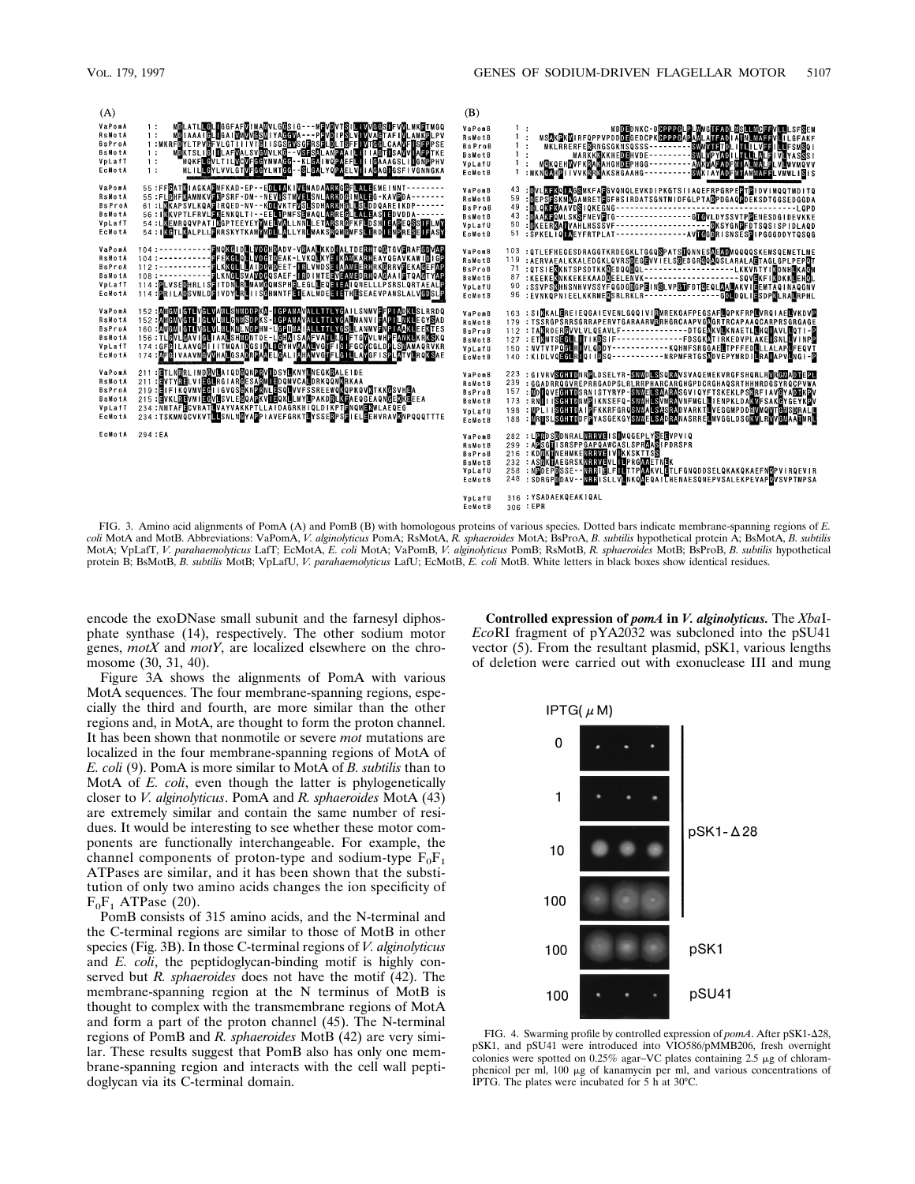FIG. 3. Amino acid alignments of PomA (A) and PomB (B) with homologous proteins of various species. Dotted bars indicate membrane-spanning regions of *E. coli* MotA and MotB. Abbreviations: VaPomA, *V. alginolyticus* PomA; RsMotA, *R. sphaeroides* MotA; BsProA, *B. subtilis* hypothetical protein A; BsMotA, *B. subtilis* MotA; VpLafT, *V. parahaemolyticus* LafT; EcMotA, *E. coli* MotA; VaPomB, *V. alginolyticus* PomB; RsMotB, *R. sphaeroides* MotB; BsProB, *B. subtilis* hypothetical protein B; BsMotB, *B. subtilis* MotB; VpLafU, *V. parahaemolyticus* LafU; EcMotB, *E. coli* MotB. White letters in black boxes show identical residues.

encode the exoDNase small subunit and the farnesyl diphosphate synthase (14), respectively. The other sodium motor genes, *motX* and *motY*, are localized elsewhere on the chromosome (30, 31, 40).

Figure 3A shows the alignments of PomA with various MotA sequences. The four membrane-spanning regions, especially the third and fourth, are more similar than the other regions and, in MotA, are thought to form the proton channel. It has been shown that nonmotile or severe *mot* mutations are localized in the four membrane-spanning regions of MotA of *E. coli* (9). PomA is more similar to MotA of *B. subtilis* than to MotA of *E. coli*, even though the latter is phylogenetically closer to *V. alginolyticus*. PomA and *R. sphaeroides* MotA (43) are extremely similar and contain the same number of residues. It would be interesting to see whether these motor components are functionally interchangeable. For example, the channel components of proton-type and sodium-type $F_0F_1$ ATPases are similar, and it has been shown that the substitution of only two amino acids changes the ion specificity of $F_0F_1$ ATPase (20).

PomB consists of 315 amino acids, and the N-terminal and the C-terminal regions are similar to those of MotB in other species (Fig. 3B). In those C-terminal regions of *V. alginolyticus* and *E. coli*, the peptidoglycan-binding motif is highly conserved but *R. sphaeroides* does not have the motif (42). The membrane-spanning region at the N terminus of MotB is thought to complex with the transmembrane regions of MotA and form a part of the proton channel (45). The N-terminal regions of PomB and *R. sphaeroides* MotB (42) are very similar. These results suggest that PomB also has only one membrane-spanning region and interacts with the cell wall peptidoglycan via its C-terminal domain.

**Controlled expression of *pomA* in *V. alginolyticus*.** The *Xba*I-*Eco*RI fragment of pYA2032 was subcloned into the pSU41 vector (5). From the resultant plasmid, pSK1, various lengths of deletion were carried out with exonuclease III and mung

FIG. 4. Swarming profile by controlled expression of *pomA*. After pSK1-Δ28, pSK1, and pSU41 were introduced into VIO586/pMMB206, fresh overnight colonies were spotted on 0.25% agar–VC plates containing 2.5 μg of chloramphenicol per ml, 100 μg of kanamycin per ml, and various concentrations of IPTG. The plates were incubated for 5 h at 30°C.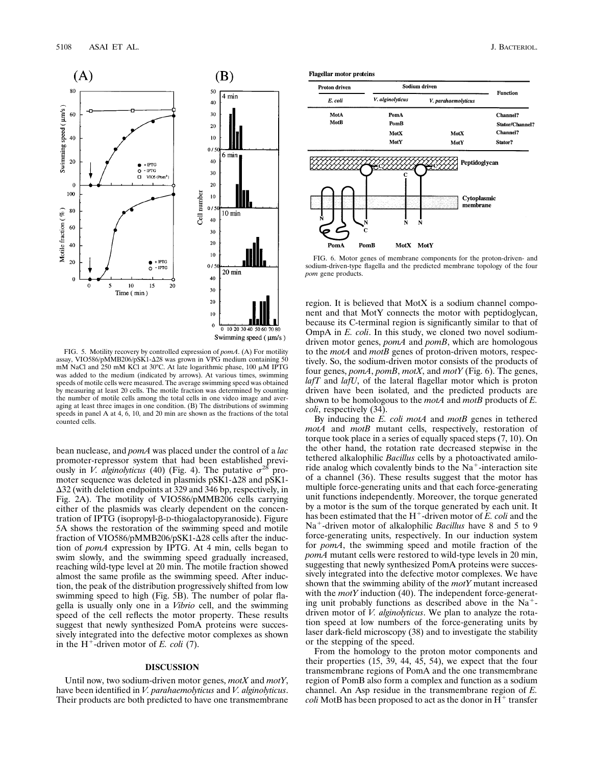FIG. 5. Motility recovery by controlled expression of *pomA*. (A) For motility assay, VIO586/pMMB206/pSK1-Δ28 was grown in VPG medium containing 50 mM NaCl and 250 mM KCl at 30°C. At late logarithmic phase, 100 μM IPTG was added to the medium (indicated by arrows). At various times, swimming speeds of motile cells were measured. The average swimming speed was obtained by measuring at least 20 cells. The motile fraction was determined by counting the number of motile cells among the total cells in one video image and averaging at least three images in one condition. (B) The distributions of swimming speeds in panel A at 4, 6, 10, and 20 min are shown as the fractions of the total counted cells.

bean nuclease, and *pomA* was placed under the control of a *lac* promoter-repressor system that had been established previously in *V. alginolyticus* (40) (Fig. 4). The putative $\sigma^{28}$ promoter sequence was deleted in plasmids pSK1-Δ28 and pSK1-Δ32 (with deletion endpoints at 329 and 346 bp, respectively, in Fig. 2A). The motility of VIO586/pMMB206 cells carrying either of the plasmids was clearly dependent on the concentration of IPTG (isopropyl-β-D-thiogalactopyranoside). Figure 5A shows the restoration of the swimming speed and motile fraction of VIO586/pMMB206/pSK1-Δ28 cells after the induction of *pomA* expression by IPTG. At 4 min, cells began to swim slowly, and the swimming speed gradually increased, reaching wild-type level at 20 min. The motile fraction showed almost the same profile as the swimming speed. After induction, the peak of the distribution progressively shifted from low swimming speed to high (Fig. 5B). The number of polar flagella is usually only one in a *Vibrio* cell, and the swimming speed of the cell reflects the motor property. These results suggest that newly synthesized PomA proteins were successively integrated into the defective motor complexes as shown in the $H^+$-driven motor of *E. coli* (7).

## DISCUSSION

Until now, two sodium-driven motor genes, *motX* and *motY*, have been identified in *V. parahaemolyticus* and *V. alginolyticus*. Their products are both predicted to have one transmembrane region. It is believed that MotX is a sodium channel component and that MotY connects the motor with peptidoglycan, because its C-terminal region is significantly similar to that of OmpA in *E. coli*. In this study, we cloned two novel sodium-driven motor genes, *pomA* and *pomB*, which are homologous to the *motA* and *motB* genes of proton-driven motors, respectively. So, the sodium-driven motor consists of the products of four genes, *pomA*, *pomB*, *motX*, and *motY* (Fig. 6). The genes, *lafT* and *lafU*, of the lateral flagellar motor which is proton driven have been isolated, and the predicted products are shown to be homologous to the *motA* and *motB* products of *E. coli*, respectively (34).

By inducing the *E. coli motA* and *motB* genes in tethered *motA* and *motB* mutant cells, respectively, restoration of torque took place in a series of equally spaced steps (7, 10). On the other hand, the rotation rate decreased stepwise in the tethered alkalophilic *Bacillus* cells by a photoactivated amiloride analog which covalently binds to the $Na^+$-interaction site of a channel (36). These results suggest that the motor has multiple force-generating units and that each force-generating unit functions independently. Moreover, the torque generated by a motor is the sum of the torque generated by each unit. It has been estimated that the $H^+$-driven motor of *E. coli* and the $Na^+$-driven motor of alkalophilic *Bacillus* have 8 and 5 to 9 force-generating units, respectively. In our induction system for *pomA*, the swimming speed and motile fraction of the *pomA* mutant cells were restored to wild-type levels in 20 min, suggesting that newly synthesized PomA proteins were successively integrated into the defective motor complexes. We have shown that the swimming ability of the *motY* mutant increased with the *motY* induction (40). The independent force-generating unit probably functions as described above in the $Na^+$-driven motor of *V. alginolyticus*. We plan to analyze the rotation speed at low numbers of the force-generating units by laser dark-field microscopy (38) and to investigate the stability or the stepping of the speed.

From the homology to the proton motor components and their properties (15, 39, 44, 45, 54), we expect that the four transmembrane regions of PomA and the one transmembrane region of PomB also form a complex and function as a sodium channel. An Asp residue in the transmembrane region of *E. coli* MotB has been proposed to act as the donor in $H^+$ transfer

**Flagellar motor proteins**

| Proton driven | Sodium driven | | Function |
|---|---|---|---|
| *E. coli* | *V. alginolyticus* | *V. parahaemolyticus* | |
| MotA | PomA | | Channel? |
| MotB | PomB | | Stator/Channel? |
| | MotX | MotX | Channel? |
| | MotY | MotY | Stator? |

FIG. 6. Motor genes of membrane components for the proton-driven- and sodium-driven-type flagella and the predicted membrane topology of the four *pom* gene products.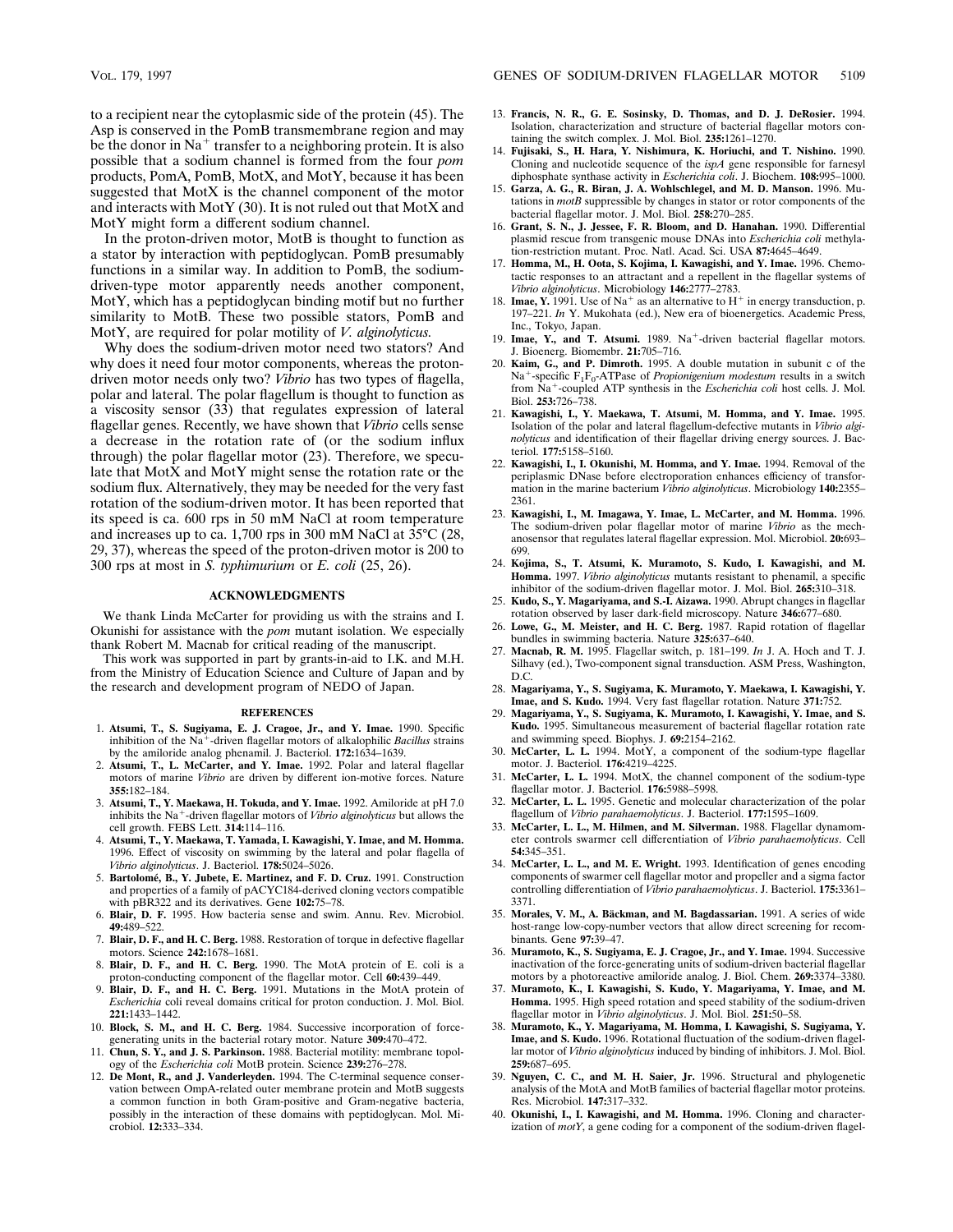to a recipient near the cytoplasmic side of the protein (45). The Asp is conserved in the PomB transmembrane region and may be the donor in $Na^+$ transfer to a neighboring protein. It is also possible that a sodium channel is formed from the four *pom* products, PomA, PomB, MotX, and MotY, because it has been suggested that MotX is the channel component of the motor and interacts with MotY (30). It is not ruled out that MotX and MotY might form a different sodium channel.

In the proton-driven motor, MotB is thought to function as a stator by interaction with peptidoglycan. PomB presumably functions in a similar way. In addition to PomB, the sodium-driven-type motor apparently needs another component, MotY, which has a peptidoglycan binding motif but no further similarity to MotB. These two possible stators, PomB and MotY, are required for polar motility of *V. alginolyticus.*

Why does the sodium-driven motor need two stators? And why does it need four motor components, whereas the proton-driven motor needs only two? *Vibrio* has two types of flagella, polar and lateral. The polar flagellum is thought to function as a viscosity sensor (33) that regulates expression of lateral flagellar genes. Recently, we have shown that *Vibrio* cells sense a decrease in the rotation rate of (or the sodium influx through) the polar flagellar motor (23). Therefore, we speculate that MotX and MotY might sense the rotation rate or the sodium flux. Alternatively, they may be needed for the very fast rotation of the sodium-driven motor. It has been reported that its speed is ca. 600 rps in 50 mM NaCl at room temperature and increases up to ca. 1,700 rps in 300 mM NaCl at 35°C (28, 29, 37), whereas the speed of the proton-driven motor is 200 to 300 rps at most in *S. typhimurium* or *E. coli* (25, 26).

## ACKNOWLEDGMENTS

We thank Linda McCarter for providing us with the strains and I. Okunishi for assistance with the *pom* mutant isolation. We especially thank Robert M. Macnab for critical reading of the manuscript.

This work was supported in part by grants-in-aid to I.K. and M.H. from the Ministry of Education Science and Culture of Japan and by the research and development program of NEDO of Japan.

## REFERENCES

1. **Atsumi, T., S. Sugiyama, E. J. Cragoe, Jr., and Y. Imae.** 1990. Specific inhibition of the $Na^+$-driven flagellar motors of alkalophilic *Bacillus* strains by the amiloride analog phenamil. J. Bacteriol. **172:**1634–1639.
2. **Atsumi, T., L. McCarter, and Y. Imae.** 1992. Polar and lateral flagellar motors of marine *Vibrio* are driven by different ion-motive forces. Nature **355:**182–184.
3. **Atsumi, T., Y. Maekawa, H. Tokuda, and Y. Imae.** 1992. Amiloride at pH 7.0 inhibits the $Na^+$-driven flagellar motors of *Vibrio alginolyticus* but allows the cell growth. FEBS Lett. **314:**114–116.
4. **Atsumi, T., Y. Maekawa, T. Yamada, I. Kawagishi, Y. Imae, and M. Homma.** 1996. Effect of viscosity on swimming by the lateral and polar flagella of *Vibrio alginolyticus*. J. Bacteriol. **178:**5024–5026.
5. **Bartolomé, B., Y. Jubete, E. Martinez, and F. D. Cruz.** 1991. Construction and properties of a family of pACYC184-derived cloning vectors compatible with pBR322 and its derivatives. Gene **102:**75–78.
6. **Blair, D. F.** 1995. How bacteria sense and swim. Annu. Rev. Microbiol. **49:**489–522.
7. **Blair, D. F., and H. C. Berg.** 1988. Restoration of torque in defective flagellar motors. Science **242:**1678–1681.
8. **Blair, D. F., and H. C. Berg.** 1990. The MotA protein of E. coli is a proton-conducting component of the flagellar motor. Cell **60:**439–449.
9. **Blair, D. F., and H. C. Berg.** 1991. Mutations in the MotA protein of *Escherichia* coli reveal domains critical for proton conduction. J. Mol. Biol. **221:**1433–1442.
10. **Block, S. M., and H. C. Berg.** 1984. Successive incorporation of force-generating units in the bacterial rotary motor. Nature **309:**470–472.
11. **Chun, S. Y., and J. S. Parkinson.** 1988. Bacterial motility: membrane topology of the *Escherichia coli* MotB protein. Science **239:**276–278.
12. **De Mont, R., and J. Vanderleyden.** 1994. The C-terminal sequence conservation between OmpA-related outer membrane protein and MotB suggests a common function in both Gram-positive and Gram-negative bacteria, possibly in the interaction of these domains with peptidoglycan. Mol. Microbiol. **12:**333–334.
13. **Francis, N. R., G. E. Sosinsky, D. Thomas, and D. J. DeRosier.** 1994. Isolation, characterization and structure of bacterial flagellar motors containing the switch complex. J. Mol. Biol. **235:**1261–1270.
14. **Fujisaki, S., H. Hara, Y. Nishimura, K. Horiuchi, and T. Nishino.** 1990. Cloning and nucleotide sequence of the *ispA* gene responsible for farnesyl diphosphate synthase activity in *Escherichia coli*. J. Biochem. **108:**995–1000.
15. **Garza, A. G., R. Biran, J. A. Wohlschlegel, and M. D. Manson.** 1996. Mutations in *motB* suppressible by changes in stator or rotor components of the bacterial flagellar motor. J. Mol. Biol. **258:**270–285.
16. **Grant, S. N., J. Jessee, F. R. Bloom, and D. Hanahan.** 1990. Differential plasmid rescue from transgenic mouse DNAs into *Escherichia coli* methylation-restriction mutant. Proc. Natl. Acad. Sci. USA **87:**4645–4649.
17. **Homma, M., H. Oota, S. Kojima, I. Kawagishi, and Y. Imae.** 1996. Chemotactic responses to an attractant and a repellent in the flagellar systems of *Vibrio alginolyticus*. Microbiology **146:**2777–2783.
18. **Imae, Y.** 1991. Use of $Na^+$ as an alternative to $H^+$ in energy transduction, p. 197–221. *In* Y. Mukohata (ed.), New era of bioenergetics. Academic Press, Inc., Tokyo, Japan.
19. **Imae, Y., and T. Atsumi.** 1989. $Na^+$-driven bacterial flagellar motors. J. Bioenerg. Biomembr. **21:**705–716.
20. **Kaim, G., and P. Dimroth.** 1995. A double mutation in subunit c of the $Na^+$-specific $F_1F_0$-ATPase of *Propionigenium modestum* results in a switch from $Na^+$-coupled ATP synthesis in the *Escherichia coli* host cells. J. Mol. Biol. **253:**726–738.
21. **Kawagishi, I., Y. Maekawa, T. Atsumi, M. Homma, and Y. Imae.** 1995. Isolation of the polar and lateral flagellum-defective mutants in *Vibrio alginolyticus* and identification of their flagellar driving energy sources. J. Bacteriol. **177:**5158–5160.
22. **Kawagishi, I., I. Okunishi, M. Homma, and Y. Imae.** 1994. Removal of the periplasmic DNase before electroporation enhances efficiency of transformation in the marine bacterium *Vibrio alginolyticus*. Microbiology **140:**2355–2361.
23. **Kawagishi, I., M. Imagawa, Y. Imae, L. McCarter, and M. Homma.** 1996. The sodium-driven polar flagellar motor of marine *Vibrio* as the mechanosensor that regulates lateral flagellar expression. Mol. Microbiol. **20:**693–699.
24. **Kojima, S., T. Atsumi, K. Muramoto, S. Kudo, I. Kawagishi, and M. Homma.** 1997. *Vibrio alginolyticus* mutants resistant to phenamil, a specific inhibitor of the sodium-driven flagellar motor. J. Mol. Biol. **265:**310–318.
25. **Kudo, S., Y. Magariyama, and S.-I. Aizawa.** 1990. Abrupt changes in flagellar rotation observed by laser dark-field microscopy. Nature **346:**677–680.
26. **Lowe, G., M. Meister, and H. C. Berg.** 1987. Rapid rotation of flagellar bundles in swimming bacteria. Nature **325:**637–640.
27. **Macnab, R. M.** 1995. Flagellar switch, p. 181–199. *In* J. A. Hoch and T. J. Silhavy (ed.), Two-component signal transduction. ASM Press, Washington, D.C.
28. **Magariyama, Y., S. Sugiyama, K. Muramoto, Y. Maekawa, I. Kawagishi, Y. Imae, and S. Kudo.** 1994. Very fast flagellar rotation. Nature **371:**752.
29. **Magariyama, Y., S. Sugiyama, K. Muramoto, I. Kawagishi, Y. Imae, and S. Kudo.** 1995. Simultaneous measurement of bacterial flagellar rotation rate and swimming speed. Biophys. J. **69:**2154–2162.
30. **McCarter, L. L.** 1994. MotY, a component of the sodium-type flagellar motor. J. Bacteriol. **176:**4219–4225.
31. **McCarter, L. L.** 1994. MotX, the channel component of the sodium-type flagellar motor. J. Bacteriol. **176:**5988–5998.
32. **McCarter, L. L.** 1995. Genetic and molecular characterization of the polar flagellum of *Vibrio parahaemolyticus*. J. Bacteriol. **177:**1595–1609.
33. **McCarter, L. L., M. Hilmen, and M. Silverman.** 1988. Flagellar dynamometer controls swarmer cell differentiation of *Vibrio parahaemolyticus*. Cell **54:**345–351.
34. **McCarter, L. L., and M. E. Wright.** 1993. Identification of genes encoding components of swarmer cell flagellar motor and propeller and a sigma factor controlling differentiation of *Vibrio parahaemolyticus*. J. Bacteriol. **175:**3361–3371.
35. **Morales, V. M., A. Bäckman, and M. Bagdassarian.** 1991. A series of wide host-range low-copy-number vectors that allow direct screening for recombinants. Gene **97:**39–47.
36. **Muramoto, K., S. Sugiyama, E. J. Cragoe, Jr., and Y. Imae.** 1994. Successive inactivation of the force-generating units of sodium-driven bacterial flagellar motors by a photoreactive amiloride analog. J. Biol. Chem. **269:**3374–3380.
37. **Muramoto, K., I. Kawagishi, S. Kudo, Y. Magariyama, Y. Imae, and M. Homma.** 1995. High speed rotation and speed stability of the sodium-driven flagellar motor in *Vibrio alginolyticus*. J. Mol. Biol. **251:**50–58.
38. **Muramoto, K., Y. Magariyama, M. Homma, I. Kawagishi, S. Sugiyama, Y. Imae, and S. Kudo.** 1996. Rotational fluctuation of the sodium-driven flagellar motor of *Vibrio alginolyticus* induced by binding of inhibitors. J. Mol. Biol. **259:**687–695.
39. **Nguyen, C. C., and M. H. Saier, Jr.** 1996. Structural and phylogenetic analysis of the MotA and MotB families of bacterial flagellar motor proteins. Res. Microbiol. **147:**317–332.
40. **Okunishi, I., I. Kawagishi, and M. Homma.** 1996. Cloning and characterization of *motY*, a gene coding for a component of the sodium-driven flagel-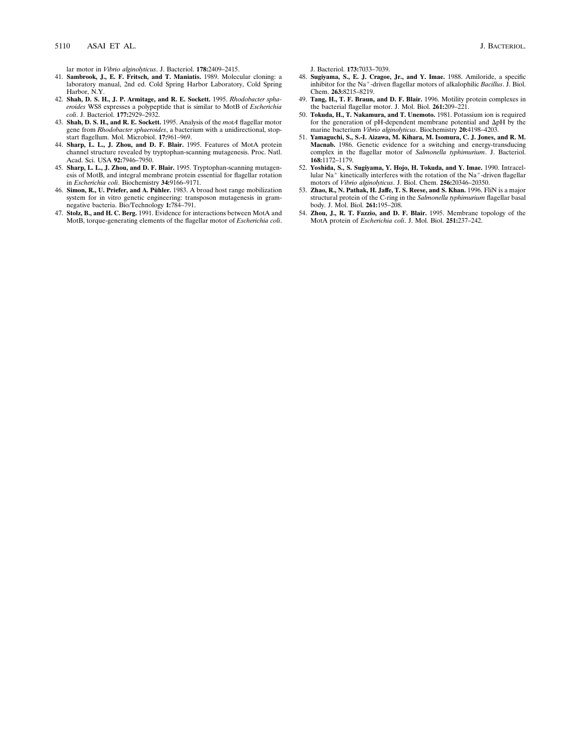lar motor in *Vibrio alginolyticus*. J. Bacteriol. **178:**2409–2415.

41. **Sambrook, J., E. F. Fritsch, and T. Maniatis.** 1989. Molecular cloning: a laboratory manual, 2nd ed. Cold Spring Harbor Laboratory, Cold Spring Harbor, N.Y.
42. **Shah, D. S. H., J. P. Armitage, and R. E. Sockett.** 1995. *Rhodobacter sphaeroides* WS8 expresses a polypeptide that is similar to MotB of *Escherichia coli*. J. Bacteriol. **177:**2929–2932.
43. **Shah, D. S. H., and R. E. Sockett.** 1995. Analysis of the *motA* flagellar motor gene from *Rhodobacter sphaeroides*, a bacterium with a unidirectional, stop-start flagellum. Mol. Microbiol. **17:**961–969.
44. **Sharp, L. L., J. Zhou, and D. F. Blair.** 1995. Features of MotA protein channel structure revealed by tryptophan-scanning mutagenesis. Proc. Natl. Acad. Sci. USA **92:**7946–7950.
45. **Sharp, L. L., J. Zhou, and D. F. Blair.** 1995. Tryptophan-scanning mutagenesis of MotB, and integral membrane protein essential for flagellar rotation in *Escherichia coli*. Biochemistry **34:**9166–9171.
46. **Simon, R., U. Priefer, and A. Pühler.** 1983. A broad host range mobilization system for in vitro genetic engineering: transposon mutagenesis in gram-negative bacteria. Bio/Technology **1:**784–791.
47. **Stolz, B., and H. C. Berg.** 1991. Evidence for interactions between MotA and MotB, torque-generating elements of the flagellar motor of *Escherichia coli*. J. Bacteriol. **173:**7033–7039.
48. **Sugiyama, S., E. J. Cragoe, Jr., and Y. Imae.** 1988. Amiloride, a specific inhibitor for the $Na^+$-driven flagellar motors of alkalophilic *Bacillus*. J. Biol. Chem. **263:**8215–8219.
49. **Tang, H., T. F. Braun, and D. F. Blair.** 1996. Motility protein complexes in the bacterial flagellar motor. J. Mol. Biol. **261:**209–221.
50. **Tokuda, H., T. Nakamura, and T. Unemoto.** 1981. Potassium ion is required for the generation of pH-dependent membrane potential and $\Delta$pH by the marine bacterium *Vibrio alginolyticus*. Biochemistry **20:**4198–4203.
51. **Yamaguchi, S., S.-I. Aizawa, M. Kihara, M. Isomura, C. J. Jones, and R. M. Macnab.** 1986. Genetic evidence for a switching and energy-transducing complex in the flagellar motor of *Salmonella typhimurium*. J. Bacteriol. **168:**1172–1179.
52. **Yoshida, S., S. Sugiyama, Y. Hojo, H. Tokuda, and Y. Imae.** 1990. Intracellular $Na^+$ kinetically interferes with the rotation of the $Na^+$-driven flagellar motors of *Vibrio alginolyticus*. J. Biol. Chem. **256:**20346–20350.
53. **Zhao, R., N. Pathak, H. Jaffe, T. S. Reese, and S. Khan.** 1996. FliN is a major structural protein of the C-ring in the *Salmonella typhimurium* flagellar basal body. J. Mol. Biol. **261:**195–208.
54. **Zhou, J., R. T. Fazzio, and D. F. Blair.** 1995. Membrane topology of the MotA protein of *Escherichia coli*. J. Mol. Biol. **251:**237–242.